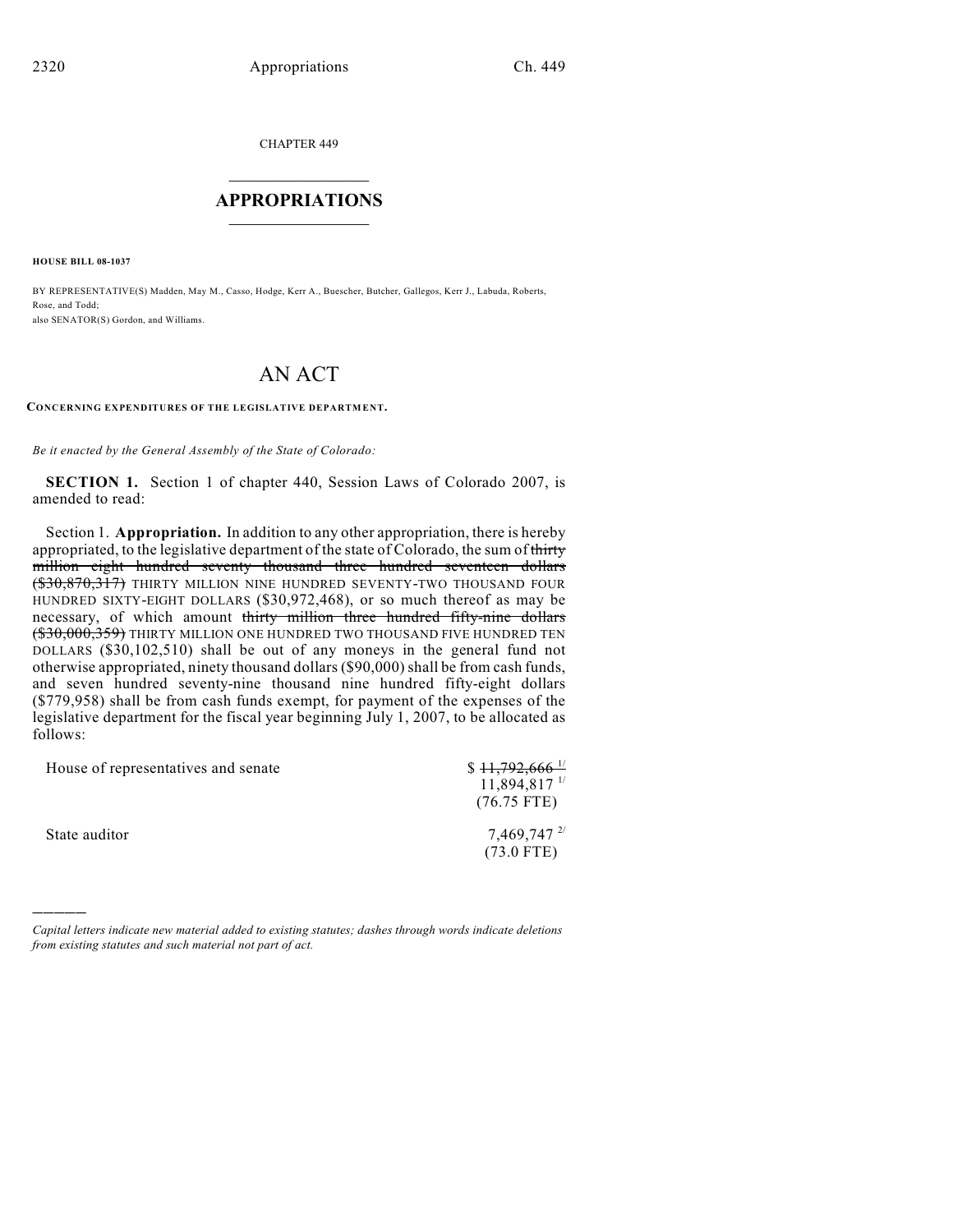CHAPTER 449

## APPROPRIATIONS

**HOUSE BILL 08-1037**

BY REPRESENTATIVE(S) Madden, May M., Casso, Hodge, Kerr A., Buescher, Butcher, Gallegos, Kerr J., Labuda, Roberts, Rose, and Todd;
also SENATOR(S) Gordon, and Williams.

# AN ACT

**CONCERNING EXPENDITURES OF THE LEGISLATIVE DEPARTMENT.**

*Be it enacted by the General Assembly of the State of Colorado:*

**SECTION 1.** Section 1 of chapter 440, Session Laws of Colorado 2007, is amended to read:

Section 1. **Appropriation.** In addition to any other appropriation, there is hereby appropriated, to the legislative department of the state of Colorado, the sum of ~~thirty million eight hundred seventy thousand three hundred seventeen dollars ($30,870,317)~~ THIRTY MILLION NINE HUNDRED SEVENTY-TWO THOUSAND FOUR HUNDRED SIXTY-EIGHT DOLLARS ($30,972,468), or so much thereof as may be necessary, of which amount ~~thirty million three hundred fifty-nine dollars ($30,000,359)~~ THIRTY MILLION ONE HUNDRED TWO THOUSAND FIVE HUNDRED TEN DOLLARS ($30,102,510) shall be out of any moneys in the general fund not otherwise appropriated, ninety thousand dollars ($90,000) shall be from cash funds, and seven hundred seventy-nine thousand nine hundred fifty-eight dollars ($779,958) shall be from cash funds exempt, for payment of the expenses of the legislative department for the fiscal year beginning July 1, 2007, to be allocated as follows:

| | |
|---|---|
| House of representatives and senate | $ ~~11,792,666~~ [1/]<br>11,894,817 [1/]<br>(76.75 FTE) |
| State auditor | 7,469,747 [2/]<br>(73.0 FTE) |

---

*Capital letters indicate new material added to existing statutes; dashes through words indicate deletions from existing statutes and such material not part of act.*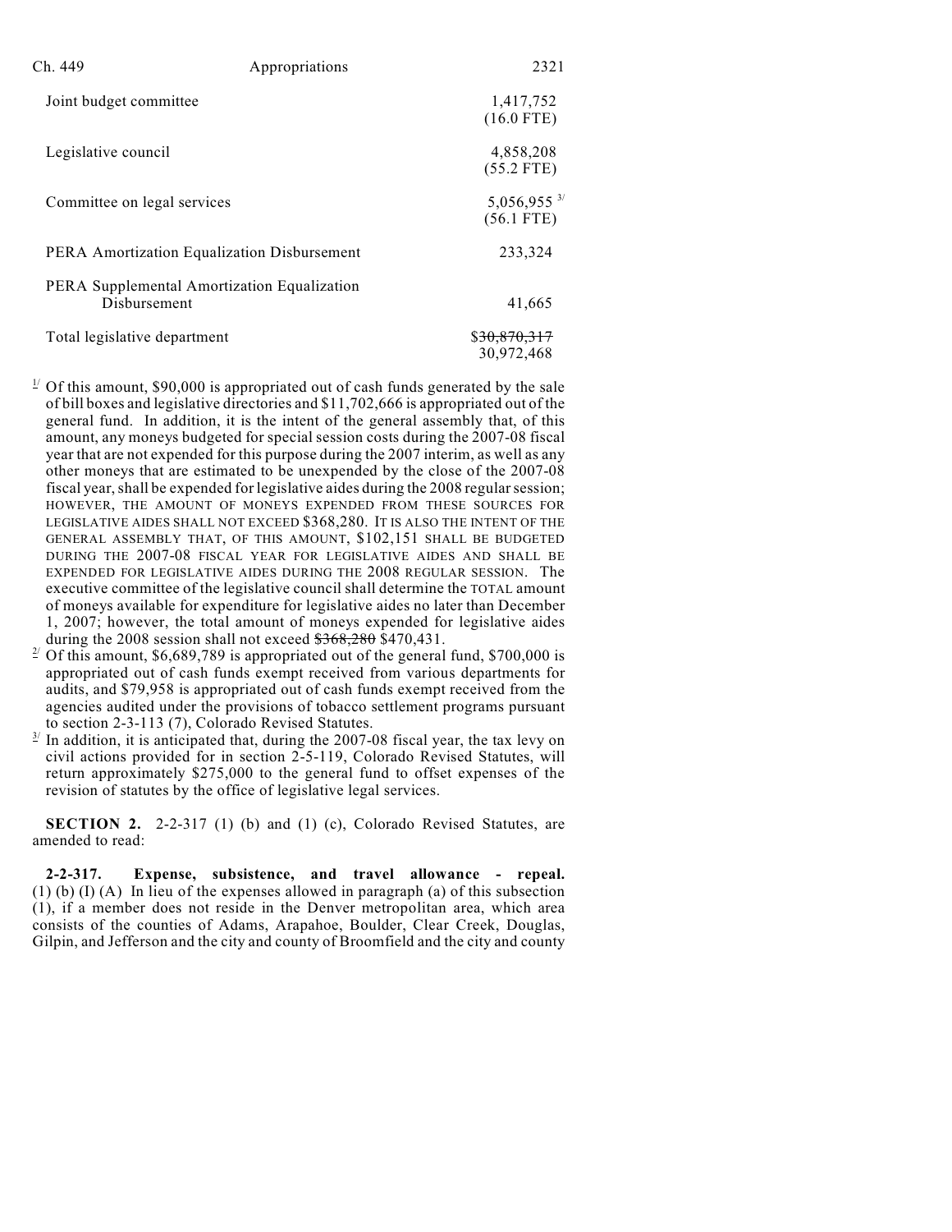| | |
|---|---|
| Joint budget committee | 1,417,752 (16.0 FTE) |
| Legislative council | 4,858,208 (55.2 FTE) |
| Committee on legal services | 5,056,955 [3/] (56.1 FTE) |
| PERA Amortization Equalization Disbursement | 233,324 |
| PERA Supplemental Amortization Equalization Disbursement | 41,665 |
| Total legislative department | ~~$30,870,317~~ 30,972,468 |

[1/] Of this amount, $90,000 is appropriated out of cash funds generated by the sale of bill boxes and legislative directories and $11,702,666 is appropriated out of the general fund. In addition, it is the intent of the general assembly that, of this amount, any moneys budgeted for special session costs during the 2007-08 fiscal year that are not expended for this purpose during the 2007 interim, as well as any other moneys that are estimated to be unexpended by the close of the 2007-08 fiscal year, shall be expended for legislative aides during the 2008 regular session; HOWEVER, THE AMOUNT OF MONEYS EXPENDED FROM THESE SOURCES FOR LEGISLATIVE AIDES SHALL NOT EXCEED $368,280. IT IS ALSO THE INTENT OF THE GENERAL ASSEMBLY THAT, OF THIS AMOUNT, $102,151 SHALL BE BUDGETED DURING THE 2007-08 FISCAL YEAR FOR LEGISLATIVE AIDES AND SHALL BE EXPENDED FOR LEGISLATIVE AIDES DURING THE 2008 REGULAR SESSION. The executive committee of the legislative council shall determine the TOTAL amount of moneys available for expenditure for legislative aides no later than December 1, 2007; however, the total amount of moneys expended for legislative aides during the 2008 session shall not exceed ~~$368,280~~ $470,431.

[2/] Of this amount, $6,689,789 is appropriated out of the general fund, $700,000 is appropriated out of cash funds exempt received from various departments for audits, and $79,958 is appropriated out of cash funds exempt received from the agencies audited under the provisions of tobacco settlement programs pursuant to section 2-3-113 (7), Colorado Revised Statutes.

[3/] In addition, it is anticipated that, during the 2007-08 fiscal year, the tax levy on civil actions provided for in section 2-5-119, Colorado Revised Statutes, will return approximately $275,000 to the general fund to offset expenses of the revision of statutes by the office of legislative legal services.

**SECTION 2.** 2-2-317 (1) (b) and (1) (c), Colorado Revised Statutes, are amended to read:

**2-2-317. Expense, subsistence, and travel allowance - repeal.** (1) (b) (I) (A) In lieu of the expenses allowed in paragraph (a) of this subsection (1), if a member does not reside in the Denver metropolitan area, which area consists of the counties of Adams, Arapahoe, Boulder, Clear Creek, Douglas, Gilpin, and Jefferson and the city and county of Broomfield and the city and county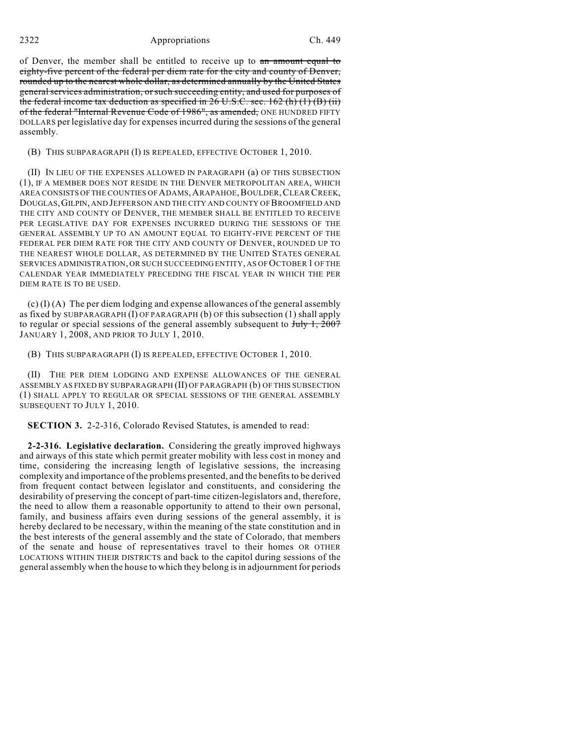of Denver, the member shall be entitled to receive up to ~~an amount equal to eighty-five percent of the federal per diem rate for the city and county of Denver, rounded up to the nearest whole dollar, as determined annually by the United States general services administration, or such succeeding entity, and used for purposes of the federal income tax deduction as specified in 26 U.S.C. sec. 162 (h) (1) (B) (ii) of the federal "Internal Revenue Code of 1986", as amended,~~ ONE HUNDRED FIFTY DOLLARS per legislative day for expenses incurred during the sessions of the general assembly.

(B) THIS SUBPARAGRAPH (I) IS REPEALED, EFFECTIVE OCTOBER 1, 2010.

(II) IN LIEU OF THE EXPENSES ALLOWED IN PARAGRAPH (a) OF THIS SUBSECTION (1), IF A MEMBER DOES NOT RESIDE IN THE DENVER METROPOLITAN AREA, WHICH AREA CONSISTS OF THE COUNTIES OF ADAMS, ARAPAHOE, BOULDER, CLEAR CREEK, DOUGLAS, GILPIN, AND JEFFERSON AND THE CITY AND COUNTY OF BROOMFIELD AND THE CITY AND COUNTY OF DENVER, THE MEMBER SHALL BE ENTITLED TO RECEIVE PER LEGISLATIVE DAY FOR EXPENSES INCURRED DURING THE SESSIONS OF THE GENERAL ASSEMBLY UP TO AN AMOUNT EQUAL TO EIGHTY-FIVE PERCENT OF THE FEDERAL PER DIEM RATE FOR THE CITY AND COUNTY OF DENVER, ROUNDED UP TO THE NEAREST WHOLE DOLLAR, AS DETERMINED BY THE UNITED STATES GENERAL SERVICES ADMINISTRATION, OR SUCH SUCCEEDING ENTITY, AS OF OCTOBER 1 OF THE CALENDAR YEAR IMMEDIATELY PRECEDING THE FISCAL YEAR IN WHICH THE PER DIEM RATE IS TO BE USED.

(c) (I) (A) The per diem lodging and expense allowances of the general assembly as fixed by SUBPARAGRAPH (I) OF PARAGRAPH (b) OF this subsection (1) shall apply to regular or special sessions of the general assembly subsequent to ~~July 1, 2007~~ JANUARY 1, 2008, AND PRIOR TO JULY 1, 2010.

(B) THIS SUBPARAGRAPH (I) IS REPEALED, EFFECTIVE OCTOBER 1, 2010.

(II) THE PER DIEM LODGING AND EXPENSE ALLOWANCES OF THE GENERAL ASSEMBLY AS FIXED BY SUBPARAGRAPH (II) OF PARAGRAPH (b) OF THIS SUBSECTION (1) SHALL APPLY TO REGULAR OR SPECIAL SESSIONS OF THE GENERAL ASSEMBLY SUBSEQUENT TO JULY 1, 2010.

**SECTION 3.** 2-2-316, Colorado Revised Statutes, is amended to read:

**2-2-316. Legislative declaration.** Considering the greatly improved highways and airways of this state which permit greater mobility with less cost in money and time, considering the increasing length of legislative sessions, the increasing complexity and importance of the problems presented, and the benefits to be derived from frequent contact between legislator and constituents, and considering the desirability of preserving the concept of part-time citizen-legislators and, therefore, the need to allow them a reasonable opportunity to attend to their own personal, family, and business affairs even during sessions of the general assembly, it is hereby declared to be necessary, within the meaning of the state constitution and in the best interests of the general assembly and the state of Colorado, that members of the senate and house of representatives travel to their homes OR OTHER LOCATIONS WITHIN THEIR DISTRICTS and back to the capitol during sessions of the general assembly when the house to which they belong is in adjournment for periods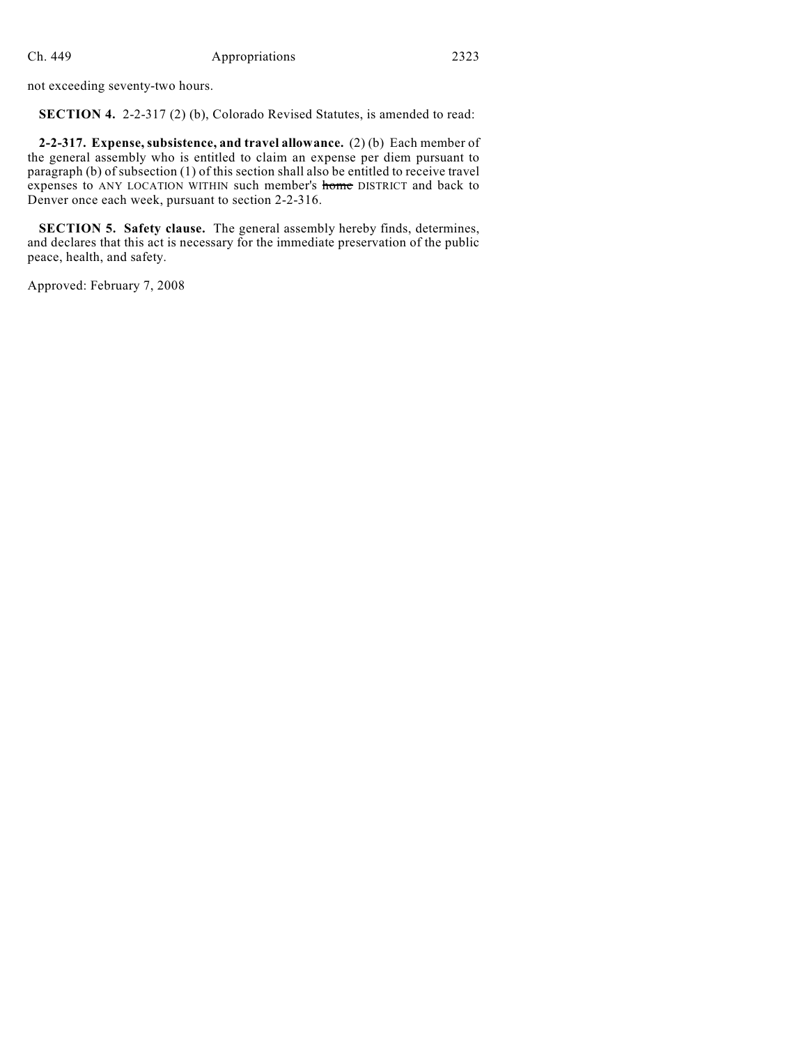not exceeding seventy-two hours.

**SECTION 4.** 2-2-317 (2) (b), Colorado Revised Statutes, is amended to read:

**2-2-317. Expense, subsistence, and travel allowance.** (2) (b) Each member of the general assembly who is entitled to claim an expense per diem pursuant to paragraph (b) of subsection (1) of this section shall also be entitled to receive travel expenses to ANY LOCATION WITHIN such member's ~~home~~ DISTRICT and back to Denver once each week, pursuant to section 2-2-316.

**SECTION 5. Safety clause.** The general assembly hereby finds, determines, and declares that this act is necessary for the immediate preservation of the public peace, health, and safety.

Approved: February 7, 2008